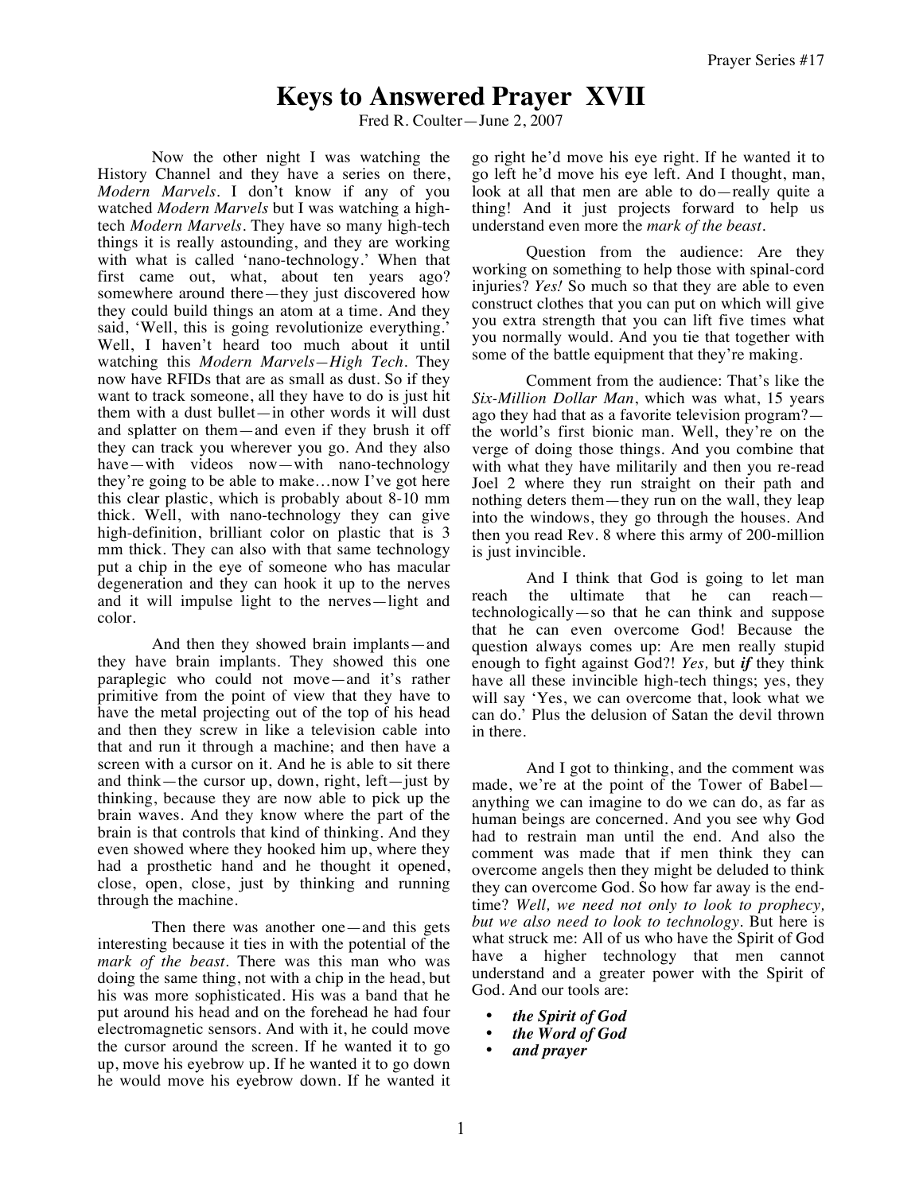# Keys to Answered Prayer XVII

Fred R. Coulter—June 2, 2007

Now the other night I was watching the History Channel and they have a series on there, *Modern Marvels*. I don't know if any of you watched *Modern Marvels* but I was watching a high-tech *Modern Marvels*. They have so many high-tech things it is really astounding, and they are working with what is called 'nano-technology.' When that first came out, what, about ten years ago? somewhere around there—they just discovered how they could build things an atom at a time. And they said, 'Well, this is going revolutionize everything.' Well, I haven't heard too much about it until watching this *Modern Marvels—High Tech*. They now have RFIDs that are as small as dust. So if they want to track someone, all they have to do is just hit them with a dust bullet—in other words it will dust and splatter on them—and even if they brush it off they can track you wherever you go. And they also have—with videos now—with nano-technology they're going to be able to make…now I've got here this clear plastic, which is probably about 8-10 mm thick. Well, with nano-technology they can give high-definition, brilliant color on plastic that is 3 mm thick. They can also with that same technology put a chip in the eye of someone who has macular degeneration and they can hook it up to the nerves and it will impulse light to the nerves—light and color.

And then they showed brain implants—and they have brain implants. They showed this one paraplegic who could not move—and it's rather primitive from the point of view that they have to have the metal projecting out of the top of his head and then they screw in like a television cable into that and run it through a machine; and then have a screen with a cursor on it. And he is able to sit there and think—the cursor up, down, right, left—just by thinking, because they are now able to pick up the brain waves. And they know where the part of the brain is that controls that kind of thinking. And they even showed where they hooked him up, where they had a prosthetic hand and he thought it opened, close, open, close, just by thinking and running through the machine.

Then there was another one—and this gets interesting because it ties in with the potential of the *mark of the beast*. There was this man who was doing the same thing, not with a chip in the head, but his was more sophisticated. His was a band that he put around his head and on the forehead he had four electromagnetic sensors. And with it, he could move the cursor around the screen. If he wanted it to go up, move his eyebrow up. If he wanted it to go down he would move his eyebrow down. If he wanted it to go right he'd move his eye right. If he wanted it to go left he'd move his eye left. And I thought, man, look at all that men are able to do—really quite a thing! And it just projects forward to help us understand even more the *mark of the beast*.

Question from the audience: Are they working on something to help those with spinal-cord injuries? *Yes!* So much so that they are able to even construct clothes that you can put on which will give you extra strength that you can lift five times what you normally would. And you tie that together with some of the battle equipment that they're making.

Comment from the audience: That's like the *Six-Million Dollar Man*, which was what, 15 years ago they had that as a favorite television program?—the world's first bionic man. Well, they're on the verge of doing those things. And you combine that with what they have militarily and then you re-read Joel 2 where they run straight on their path and nothing deters them—they run on the wall, they leap into the windows, they go through the houses. And then you read Rev. 8 where this army of 200-million is just invincible.

And I think that God is going to let man reach the ultimate that he can reach—technologically—so that he can think and suppose that he can even overcome God! Because the question always comes up: Are men really stupid enough to fight against God?! *Yes,* but ***if*** they think have all these invincible high-tech things; yes, they will say 'Yes, we can overcome that, look what we can do.' Plus the delusion of Satan the devil thrown in there.

And I got to thinking, and the comment was made, we're at the point of the Tower of Babel—anything we can imagine to do we can do, as far as human beings are concerned. And you see why God had to restrain man until the end. And also the comment was made that if men think they can overcome angels then they might be deluded to think they can overcome God. So how far away is the end-time? *Well, we need not only to look to prophecy, but we also need to look to technology*. But here is what struck me: All of us who have the Spirit of God have a higher technology that men cannot understand and a greater power with the Spirit of God. And our tools are:

- ***the Spirit of God***
- ***the Word of God***
- ***and prayer***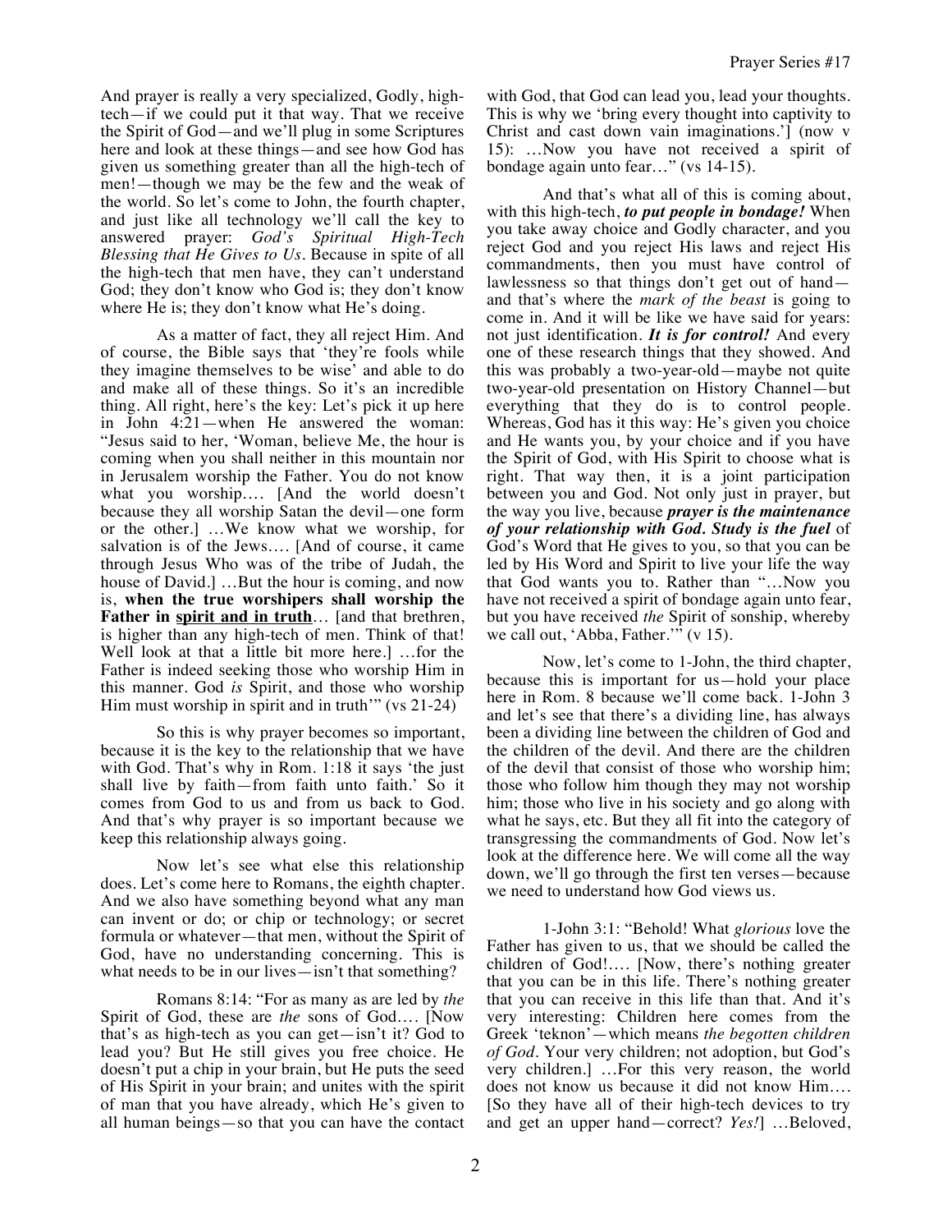And prayer is really a very specialized, Godly, high-tech—if we could put it that way. That we receive the Spirit of God—and we'll plug in some Scriptures here and look at these things—and see how God has given us something greater than all the high-tech of men!—though we may be the few and the weak of the world. So let's come to John, the fourth chapter, and just like all technology we'll call the key to answered prayer: *God's Spiritual High-Tech Blessing that He Gives to Us*. Because in spite of all the high-tech that men have, they can't understand God; they don't know who God is; they don't know where He is; they don't know what He's doing.

As a matter of fact, they all reject Him. And of course, the Bible says that 'they're fools while they imagine themselves to be wise' and able to do and make all of these things. So it's an incredible thing. All right, here's the key: Let's pick it up here in John 4:21—when He answered the woman: "Jesus said to her, 'Woman, believe Me, the hour is coming when you shall neither in this mountain nor in Jerusalem worship the Father. You do not know what you worship.... [And the world doesn't because they all worship Satan the devil—one form or the other.] ...We know what we worship, for salvation is of the Jews.... [And of course, it came through Jesus Who was of the tribe of Judah, the house of David.] ...But the hour is coming, and now is, **when the true worshipers shall worship the Father in <u>spirit and in truth</u>**... [and that brethren, is higher than any high-tech of men. Think of that! Well look at that a little bit more here.] ...for the Father is indeed seeking those who worship Him in this manner. God *is* Spirit, and those who worship Him must worship in spirit and in truth'" (vs 21-24)

So this is why prayer becomes so important, because it is the key to the relationship that we have with God. That's why in Rom. 1:18 it says 'the just shall live by faith—from faith unto faith.' So it comes from God to us and from us back to God. And that's why prayer is so important because we keep this relationship always going.

Now let's see what else this relationship does. Let's come here to Romans, the eighth chapter. And we also have something beyond what any man can invent or do; or chip or technology; or secret formula or whatever—that men, without the Spirit of God, have no understanding concerning. This is what needs to be in our lives—isn't that something?

Romans 8:14: "For as many as are led by *the* Spirit of God, these are *the* sons of God.... [Now that's as high-tech as you can get—isn't it? God to lead you? But He still gives you free choice. He doesn't put a chip in your brain, but He puts the seed of His Spirit in your brain; and unites with the spirit of man that you have already, which He's given to all human beings—so that you can have the contact with God, that God can lead you, lead your thoughts. This is why we 'bring every thought into captivity to Christ and cast down vain imaginations.'] (now v 15): ...Now you have not received a spirit of bondage again unto fear..." (vs 14-15).

And that's what all of this is coming about, with this high-tech, ***to put people in bondage!*** When you take away choice and Godly character, and you reject God and you reject His laws and reject His commandments, then you must have control of lawlessness so that things don't get out of hand—and that's where the *mark of the beast* is going to come in. And it will be like we have said for years: not just identification. ***It is for control!*** And every one of these research things that they showed. And this was probably a two-year-old—maybe not quite two-year-old presentation on History Channel—but everything that they do is to control people. Whereas, God has it this way: He's given you choice and He wants you, by your choice and if you have the Spirit of God, with His Spirit to choose what is right. That way then, it is a joint participation between you and God. Not only just in prayer, but the way you live, because ***prayer is the maintenance of your relationship with God. Study is the fuel*** of God's Word that He gives to you, so that you can be led by His Word and Spirit to live your life the way that God wants you to. Rather than "...Now you have not received a spirit of bondage again unto fear, but you have received *the* Spirit of sonship, whereby we call out, 'Abba, Father.'" (v 15).

Now, let's come to 1-John, the third chapter, because this is important for us—hold your place here in Rom. 8 because we'll come back. 1-John 3 and let's see that there's a dividing line, has always been a dividing line between the children of God and the children of the devil. And there are the children of the devil that consist of those who worship him; those who follow him though they may not worship him; those who live in his society and go along with what he says, etc. But they all fit into the category of transgressing the commandments of God. Now let's look at the difference here. We will come all the way down, we'll go through the first ten verses—because we need to understand how God views us.

1-John 3:1: "Behold! What *glorious* love the Father has given to us, that we should be called the children of God!.... [Now, there's nothing greater that you can be in this life. There's nothing greater that you can receive in this life than that. And it's very interesting: Children here comes from the Greek 'teknon'—which means *the begotten children of God*. Your very children; not adoption, but God's very children.] ...For this very reason, the world does not know us because it did not know Him.... [So they have all of their high-tech devices to try and get an upper hand—correct? *Yes!*] ...Beloved,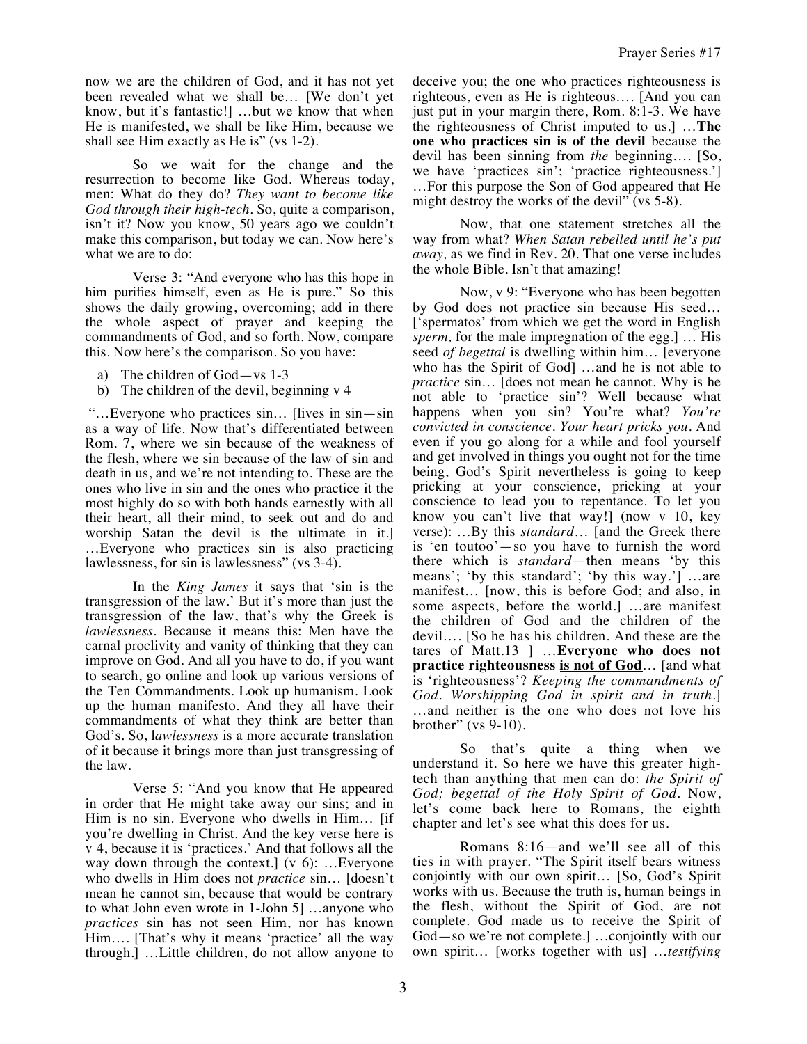now we are the children of God, and it has not yet been revealed what we shall be… [We don't yet know, but it's fantastic!] …but we know that when He is manifested, we shall be like Him, because we shall see Him exactly as He is" (vs 1-2).

So we wait for the change and the resurrection to become like God. Whereas today, men: What do they do? *They want to become like God through their high-tech.* So, quite a comparison, isn't it? Now you know, 50 years ago we couldn't make this comparison, but today we can. Now here's what we are to do:

Verse 3: "And everyone who has this hope in him purifies himself, even as He is pure." So this shows the daily growing, overcoming; add in there the whole aspect of prayer and keeping the commandments of God, and so forth. Now, compare this. Now here's the comparison. So you have:

a) The children of God—vs 1-3
b) The children of the devil, beginning v 4

"…Everyone who practices sin… [lives in sin—sin as a way of life. Now that's differentiated between Rom. 7, where we sin because of the weakness of the flesh, where we sin because of the law of sin and death in us, and we're not intending to. These are the ones who live in sin and the ones who practice it the most highly do so with both hands earnestly with all their heart, all their mind, to seek out and do and worship Satan the devil is the ultimate in it.] …Everyone who practices sin is also practicing lawlessness, for sin is lawlessness" (vs 3-4).

In the *King James* it says that 'sin is the transgression of the law.' But it's more than just the transgression of the law, that's why the Greek is *lawlessness*. Because it means this: Men have the carnal proclivity and vanity of thinking that they can improve on God. And all you have to do, if you want to search, go online and look up various versions of the Ten Commandments. Look up humanism. Look up the human manifesto. And they all have their commandments of what they think are better than God's. So, l*awlessness* is a more accurate translation of it because it brings more than just transgressing of the law.

Verse 5: "And you know that He appeared in order that He might take away our sins; and in Him is no sin. Everyone who dwells in Him… [if you're dwelling in Christ. And the key verse here is v 4, because it is 'practices.' And that follows all the way down through the context.] (v 6): …Everyone who dwells in Him does not *practice* sin… [doesn't mean he cannot sin, because that would be contrary to what John even wrote in 1-John 5] …anyone who *practices* sin has not seen Him, nor has known Him…. [That's why it means 'practice' all the way through.] …Little children, do not allow anyone to deceive you; the one who practices righteousness is righteous, even as He is righteous…. [And you can just put in your margin there, Rom. 8:1-3. We have the righteousness of Christ imputed to us.] …**The one who practices sin is of the devil** because the devil has been sinning from *the* beginning…. [So, we have 'practices sin'; 'practice righteousness.'] …For this purpose the Son of God appeared that He might destroy the works of the devil" (vs 5-8).

Now, that one statement stretches all the way from what? *When Satan rebelled until he's put away,* as we find in Rev. 20. That one verse includes the whole Bible. Isn't that amazing!

Now, v 9: "Everyone who has been begotten by God does not practice sin because His seed… ['spermatos' from which we get the word in English *sperm,* for the male impregnation of the egg.] … His seed *of begettal* is dwelling within him… [everyone who has the Spirit of God] …and he is not able to *practice* sin… [does not mean he cannot. Why is he not able to 'practice sin'? Well because what happens when you sin? You're what? *You're convicted in conscience. Your heart pricks you.* And even if you go along for a while and fool yourself and get involved in things you ought not for the time being, God's Spirit nevertheless is going to keep pricking at your conscience, pricking at your conscience to lead you to repentance. To let you know you can't live that way!] (now v 10, key verse): …By this *standard*… [and the Greek there is 'en toutoo'—so you have to furnish the word there which is *standard*—then means 'by this means'; 'by this standard'; 'by this way.'] …are manifest… [now, this is before God; and also, in some aspects, before the world.] …are manifest the children of God and the children of the devil…. [So he has his children. And these are the tares of Matt.13 ] …**Everyone who does not practice righteousness <u>is not of God</u>**… [and what is 'righteousness'? *Keeping the commandments of God. Worshipping God in spirit and in truth.*] …and neither is the one who does not love his brother" (vs 9-10).

So that's quite a thing when we understand it. So here we have this greater high-tech than anything that men can do: *the Spirit of God; begettal of the Holy Spirit of God.* Now, let's come back here to Romans, the eighth chapter and let's see what this does for us.

Romans 8:16—and we'll see all of this ties in with prayer. "The Spirit itself bears witness conjointly with our own spirit… [So, God's Spirit works with us. Because the truth is, human beings in the flesh, without the Spirit of God, are not complete. God made us to receive the Spirit of God—so we're not complete.] …conjointly with our own spirit… [works together with us] …*testifying*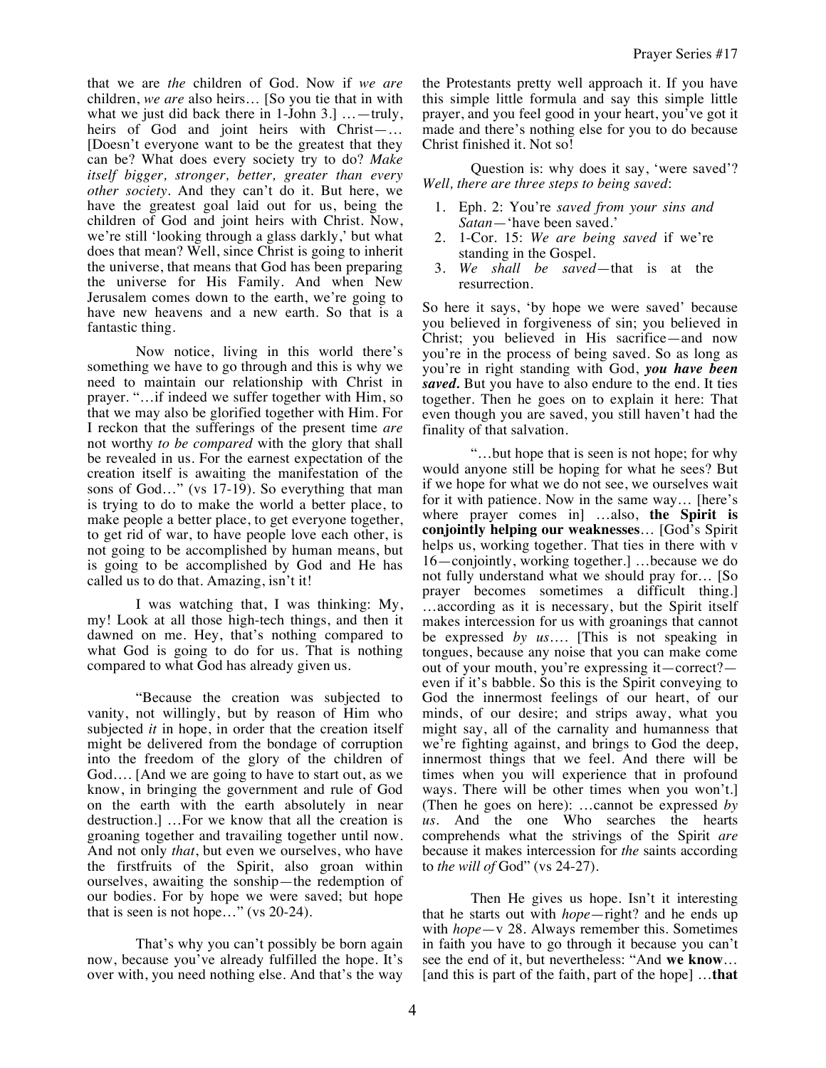that we are *the* children of God. Now if *we are* children, *we are* also heirs… [So you tie that in with what we just did back there in 1-John 3.] …—truly, heirs of God and joint heirs with Christ—… [Doesn't everyone want to be the greatest that they can be? What does every society try to do? *Make itself bigger, stronger, better, greater than every other society*. And they can't do it. But here, we have the greatest goal laid out for us, being the children of God and joint heirs with Christ. Now, we're still 'looking through a glass darkly,' but what does that mean? Well, since Christ is going to inherit the universe, that means that God has been preparing the universe for His Family. And when New Jerusalem comes down to the earth, we're going to have new heavens and a new earth. So that is a fantastic thing.

Now notice, living in this world there's something we have to go through and this is why we need to maintain our relationship with Christ in prayer. "…if indeed we suffer together with Him, so that we may also be glorified together with Him. For I reckon that the sufferings of the present time *are* not worthy *to be compared* with the glory that shall be revealed in us. For the earnest expectation of the creation itself is awaiting the manifestation of the sons of God…" (vs 17-19). So everything that man is trying to do to make the world a better place, to make people a better place, to get everyone together, to get rid of war, to have people love each other, is not going to be accomplished by human means, but is going to be accomplished by God and He has called us to do that. Amazing, isn't it!

I was watching that, I was thinking: My, my! Look at all those high-tech things, and then it dawned on me. Hey, that's nothing compared to what God is going to do for us. That is nothing compared to what God has already given us.

"Because the creation was subjected to vanity, not willingly, but by reason of Him who subjected *it* in hope, in order that the creation itself might be delivered from the bondage of corruption into the freedom of the glory of the children of God…. [And we are going to have to start out, as we know, in bringing the government and rule of God on the earth with the earth absolutely in near destruction.] …For we know that all the creation is groaning together and travailing together until now. And not only *that*, but even we ourselves, who have the firstfruits of the Spirit, also groan within ourselves, awaiting the sonship—the redemption of our bodies. For by hope we were saved; but hope that is seen is not hope…" (vs 20-24).

That's why you can't possibly be born again now, because you've already fulfilled the hope. It's over with, you need nothing else. And that's the way the Protestants pretty well approach it. If you have this simple little formula and say this simple little prayer, and you feel good in your heart, you've got it made and there's nothing else for you to do because Christ finished it. Not so!

Question is: why does it say, 'were saved'? *Well, there are three steps to being saved*:

1. Eph. 2: You're *saved from your sins and Satan*—'have been saved.'
2. 1-Cor. 15: *We are being saved* if we're standing in the Gospel.
3. *We shall be saved*—that is at the resurrection.

So here it says, 'by hope we were saved' because you believed in forgiveness of sin; you believed in Christ; you believed in His sacrifice—and now you're in the process of being saved. So as long as you're in right standing with God, ***you have been saved.*** But you have to also endure to the end. It ties together. Then he goes on to explain it here: That even though you are saved, you still haven't had the finality of that salvation.

"…but hope that is seen is not hope; for why would anyone still be hoping for what he sees? But if we hope for what we do not see, we ourselves wait for it with patience. Now in the same way… [here's where prayer comes in] …also, **the Spirit is conjointly helping our weaknesses**… [God's Spirit helps us, working together. That ties in there with v 16—conjointly, working together.] …because we do not fully understand what we should pray for… [So prayer becomes sometimes a difficult thing.] …according as it is necessary, but the Spirit itself makes intercession for us with groanings that cannot be expressed *by us*…. [This is not speaking in tongues, because any noise that you can make come out of your mouth, you're expressing it—correct?—even if it's babble. So this is the Spirit conveying to God the innermost feelings of our heart, of our minds, of our desire; and strips away, what you might say, all of the carnality and humanness that we're fighting against, and brings to God the deep, innermost things that we feel. And there will be times when you will experience that in profound ways. There will be other times when you won't.] (Then he goes on here): …cannot be expressed *by us*. And the one Who searches the hearts comprehends what the strivings of the Spirit *are* because it makes intercession for *the* saints according to *the will of* God" (vs 24-27).

Then He gives us hope. Isn't it interesting that he starts out with *hope*—right? and he ends up with *hope*—v 28. Always remember this. Sometimes in faith you have to go through it because you can't see the end of it, but nevertheless: "And **we know**… [and this is part of the faith, part of the hope] …**that**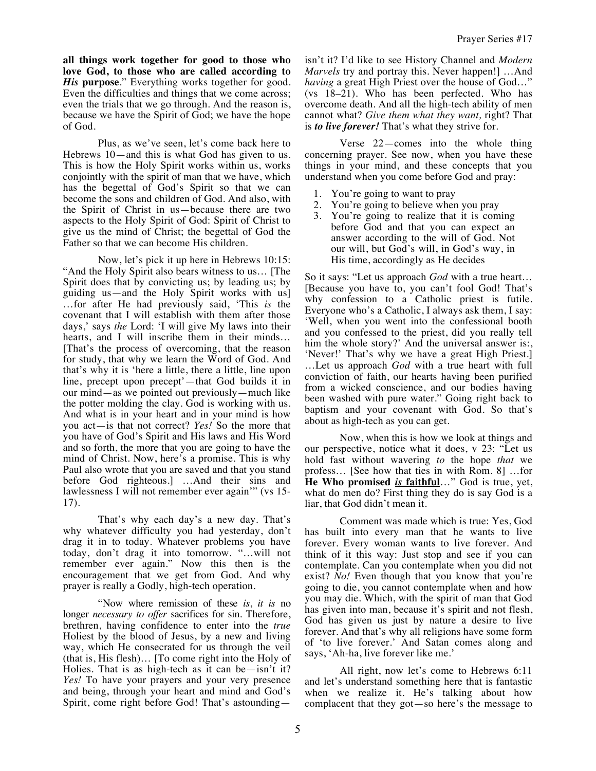**all things work together for good to those who love God, to those who are called according to *His* purpose**." Everything works together for good. Even the difficulties and things that we come across; even the trials that we go through. And the reason is, because we have the Spirit of God; we have the hope of God.

Plus, as we've seen, let's come back here to Hebrews 10—and this is what God has given to us. This is how the Holy Spirit works within us, works conjointly with the spirit of man that we have, which has the begettal of God's Spirit so that we can become the sons and children of God. And also, with the Spirit of Christ in us—because there are two aspects to the Holy Spirit of God: Spirit of Christ to give us the mind of Christ; the begettal of God the Father so that we can become His children.

Now, let's pick it up here in Hebrews 10:15: "And the Holy Spirit also bears witness to us… [The Spirit does that by convicting us; by leading us; by guiding us—and the Holy Spirit works with us] …for after He had previously said, 'This *is* the covenant that I will establish with them after those days,' says *the* Lord: 'I will give My laws into their hearts, and I will inscribe them in their minds… [That's the process of overcoming, that the reason for study, that why we learn the Word of God. And that's why it is 'here a little, there a little, line upon line, precept upon precept'—that God builds it in our mind—as we pointed out previously—much like the potter molding the clay. God is working with us. And what is in your heart and in your mind is how you act—is that not correct? *Yes!* So the more that you have of God's Spirit and His laws and His Word and so forth, the more that you are going to have the mind of Christ. Now, here's a promise. This is why Paul also wrote that you are saved and that you stand before God righteous.] …And their sins and lawlessness I will not remember ever again'" (vs 15-17).

That's why each day's a new day. That's why whatever difficulty you had yesterday, don't drag it in to today. Whatever problems you have today, don't drag it into tomorrow. "…will not remember ever again." Now this then is the encouragement that we get from God. And why prayer is really a Godly, high-tech operation.

"Now where remission of these *is*, *it is* no longer *necessary to offer* sacrifices for sin. Therefore, brethren, having confidence to enter into the *true* Holiest by the blood of Jesus, by a new and living way, which He consecrated for us through the veil (that is, His flesh)… [To come right into the Holy of Holies. That is as high-tech as it can be—isn't it? *Yes!* To have your prayers and your very presence and being, through your heart and mind and God's Spirit, come right before God! That's astounding—isn't it? I'd like to see History Channel and *Modern Marvels* try and portray this. Never happen!] …And *having* a great High Priest over the house of God…" (vs 18–21). Who has been perfected. Who has overcome death. And all the high-tech ability of men cannot what? *Give them what they want,* right? That is ***to live forever!*** That's what they strive for.

Verse 22—comes into the whole thing concerning prayer. See now, when you have these things in your mind, and these concepts that you understand when you come before God and pray:

1. You're going to want to pray
2. You're going to believe when you pray
3. You're going to realize that it is coming before God and that you can expect an answer according to the will of God. Not our will, but God's will, in God's way, in His time, accordingly as He decides

So it says: "Let us approach *God* with a true heart… [Because you have to, you can't fool God! That's why confession to a Catholic priest is futile. Everyone who's a Catholic, I always ask them, I say: 'Well, when you went into the confessional booth and you confessed to the priest, did you really tell him the whole story?' And the universal answer is:, 'Never!' That's why we have a great High Priest.] …Let us approach *God* with a true heart with full conviction of faith, our hearts having been purified from a wicked conscience, and our bodies having been washed with pure water." Going right back to baptism and your covenant with God. So that's about as high-tech as you can get.

Now, when this is how we look at things and our perspective, notice what it does, v 23: "Let us hold fast without wavering *to* the hope *that* we profess… [See how that ties in with Rom. 8] …for **He Who promised *is* faithful**…" God is true, yet, what do men do? First thing they do is say God is a liar, that God didn't mean it.

Comment was made which is true: Yes, God has built into every man that he wants to live forever. Every woman wants to live forever. And think of it this way: Just stop and see if you can contemplate. Can you contemplate when you did not exist? *No!* Even though that you know that you're going to die, you cannot contemplate when and how you may die. Which, with the spirit of man that God has given into man, because it's spirit and not flesh, God has given us just by nature a desire to live forever. And that's why all religions have some form of 'to live forever.' And Satan comes along and says, 'Ah-ha, live forever like me.'

All right, now let's come to Hebrews 6:11 and let's understand something here that is fantastic when we realize it. He's talking about how complacent that they got—so here's the message to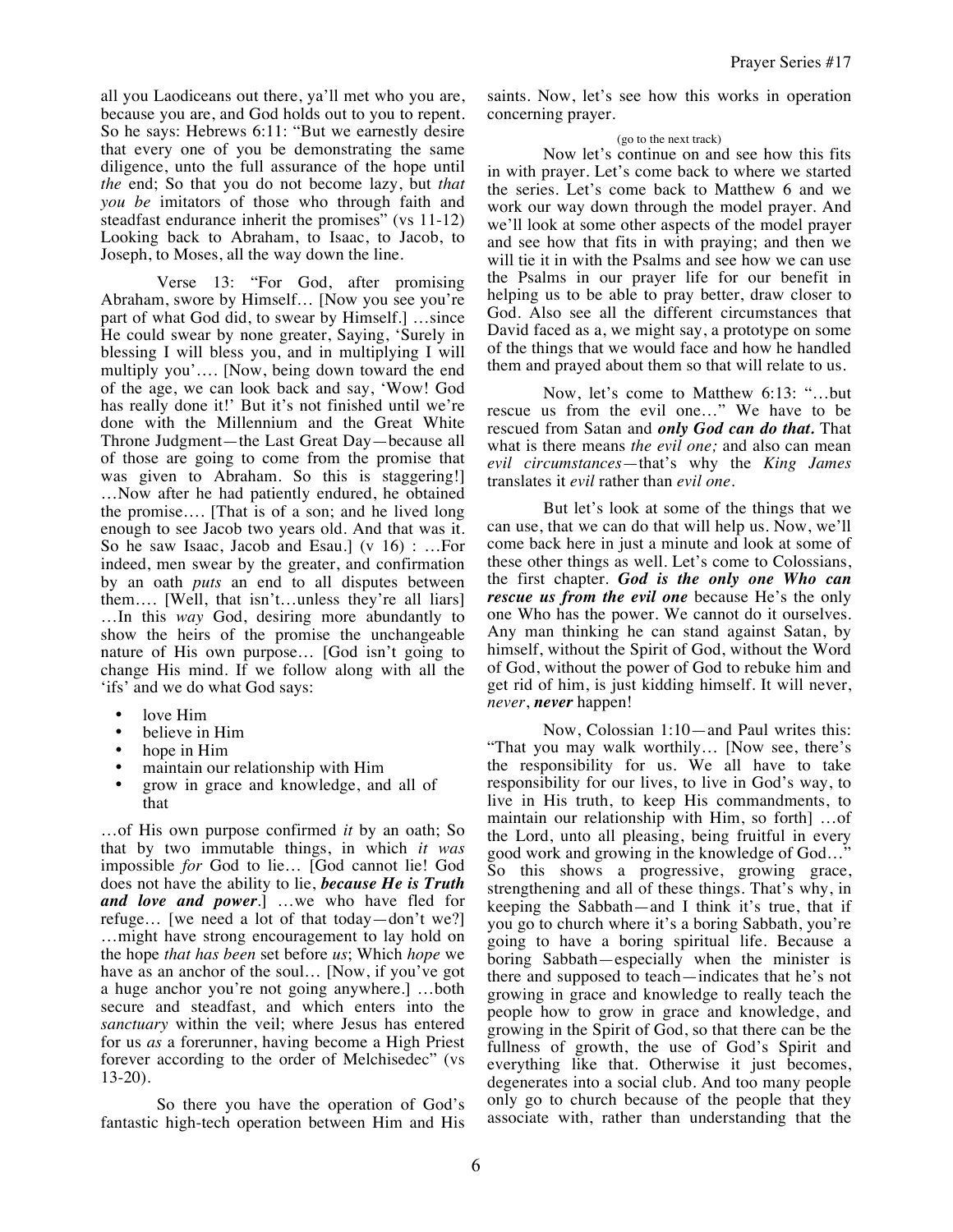all you Laodiceans out there, ya'll met who you are, because you are, and God holds out to you to repent. So he says: Hebrews 6:11: "But we earnestly desire that every one of you be demonstrating the same diligence, unto the full assurance of the hope until *the* end; So that you do not become lazy, but *that you be* imitators of those who through faith and steadfast endurance inherit the promises" (vs 11-12) Looking back to Abraham, to Isaac, to Jacob, to Joseph, to Moses, all the way down the line.

Verse 13: "For God, after promising Abraham, swore by Himself… [Now you see you're part of what God did, to swear by Himself.] …since He could swear by none greater, Saying, 'Surely in blessing I will bless you, and in multiplying I will multiply you'…. [Now, being down toward the end of the age, we can look back and say, 'Wow! God has really done it!' But it's not finished until we're done with the Millennium and the Great White Throne Judgment—the Last Great Day—because all of those are going to come from the promise that was given to Abraham. So this is staggering!] …Now after he had patiently endured, he obtained the promise…. [That is of a son; and he lived long enough to see Jacob two years old. And that was it. So he saw Isaac, Jacob and Esau.] (v 16) : …For indeed, men swear by the greater, and confirmation by an oath *puts* an end to all disputes between them…. [Well, that isn't…unless they're all liars] …In this *way* God, desiring more abundantly to show the heirs of the promise the unchangeable nature of His own purpose… [God isn't going to change His mind. If we follow along with all the 'ifs' and we do what God says:

- love Him
- believe in Him
- hope in Him
- maintain our relationship with Him
- grow in grace and knowledge, and all of that

…of His own purpose confirmed *it* by an oath; So that by two immutable things, in which *it was* impossible *for* God to lie… [God cannot lie! God does not have the ability to lie, ***because He is Truth and love and power***.] …we who have fled for refuge… [we need a lot of that today—don't we?] …might have strong encouragement to lay hold on the hope *that has been* set before *us*; Which *hope* we have as an anchor of the soul… [Now, if you've got a huge anchor you're not going anywhere.] …both secure and steadfast, and which enters into the *sanctuary* within the veil; where Jesus has entered for us *as* a forerunner, having become a High Priest forever according to the order of Melchisedec" (vs 13-20).

So there you have the operation of God's fantastic high-tech operation between Him and His saints. Now, let's see how this works in operation concerning prayer.

(go to the next track)

Now let's continue on and see how this fits in with prayer. Let's come back to where we started the series. Let's come back to Matthew 6 and we work our way down through the model prayer. And we'll look at some other aspects of the model prayer and see how that fits in with praying; and then we will tie it in with the Psalms and see how we can use the Psalms in our prayer life for our benefit in helping us to be able to pray better, draw closer to God. Also see all the different circumstances that David faced as a, we might say, a prototype on some of the things that we would face and how he handled them and prayed about them so that will relate to us.

Now, let's come to Matthew 6:13: "…but rescue us from the evil one…" We have to be rescued from Satan and ***only God can do that.*** That what is there means *the evil one;* and also can mean *evil circumstances*—that's why the *King James* translates it *evil* rather than *evil one*.

But let's look at some of the things that we can use, that we can do that will help us. Now, we'll come back here in just a minute and look at some of these other things as well. Let's come to Colossians, the first chapter. ***God is the only one Who can rescue us from the evil one*** because He's the only one Who has the power. We cannot do it ourselves. Any man thinking he can stand against Satan, by himself, without the Spirit of God, without the Word of God, without the power of God to rebuke him and get rid of him, is just kidding himself. It will never, *never*, ***never*** happen!

Now, Colossian 1:10—and Paul writes this: "That you may walk worthily… [Now see, there's the responsibility for us. We all have to take responsibility for our lives, to live in God's way, to live in His truth, to keep His commandments, to maintain our relationship with Him, so forth] …of the Lord, unto all pleasing, being fruitful in every good work and growing in the knowledge of God…" So this shows a progressive, growing grace, strengthening and all of these things. That's why, in keeping the Sabbath—and I think it's true, that if you go to church where it's a boring Sabbath, you're going to have a boring spiritual life. Because a boring Sabbath—especially when the minister is there and supposed to teach—indicates that he's not growing in grace and knowledge to really teach the people how to grow in grace and knowledge, and growing in the Spirit of God, so that there can be the fullness of growth, the use of God's Spirit and everything like that. Otherwise it just becomes, degenerates into a social club. And too many people only go to church because of the people that they associate with, rather than understanding that the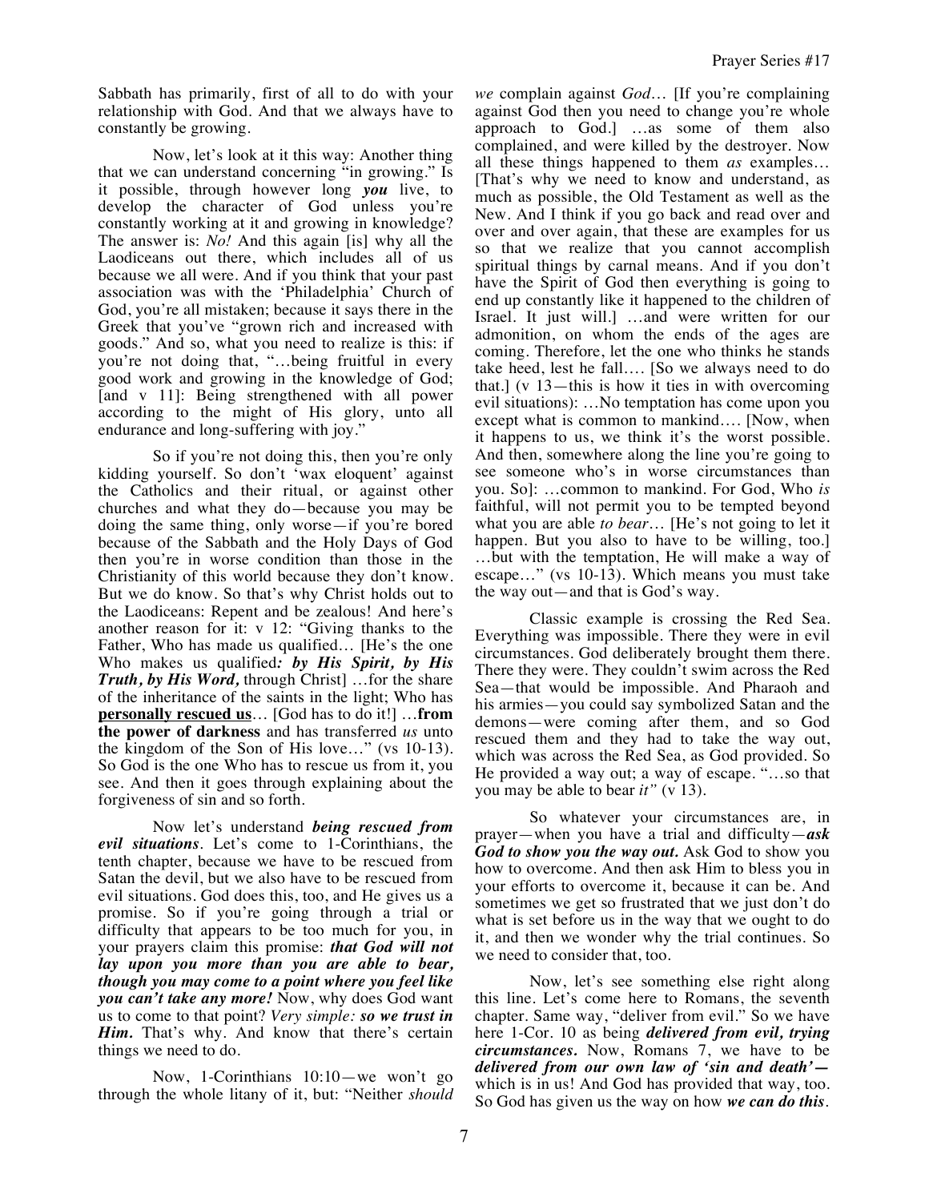Sabbath has primarily, first of all to do with your relationship with God. And that we always have to constantly be growing.

Now, let's look at it this way: Another thing that we can understand concerning "in growing." Is it possible, through however long ***you*** live, to develop the character of God unless you're constantly working at it and growing in knowledge? The answer is: *No!* And this again [is] why all the Laodiceans out there, which includes all of us because we all were. And if you think that your past association was with the 'Philadelphia' Church of God, you're all mistaken; because it says there in the Greek that you've "grown rich and increased with goods." And so, what you need to realize is this: if you're not doing that, "…being fruitful in every good work and growing in the knowledge of God; [and v 11]: Being strengthened with all power according to the might of His glory, unto all endurance and long-suffering with joy."

So if you're not doing this, then you're only kidding yourself. So don't 'wax eloquent' against the Catholics and their ritual, or against other churches and what they do—because you may be doing the same thing, only worse—if you're bored because of the Sabbath and the Holy Days of God then you're in worse condition than those in the Christianity of this world because they don't know. But we do know. So that's why Christ holds out to the Laodiceans: Repent and be zealous! And here's another reason for it: v 12: "Giving thanks to the Father, Who has made us qualified… [He's the one Who makes us qualified***: by His Spirit, by His Truth, by His Word,*** through Christ] …for the share of the inheritance of the saints in the light; Who has **personally rescued us**… [God has to do it!] …**from the power of darkness** and has transferred *us* unto the kingdom of the Son of His love…" (vs 10-13). So God is the one Who has to rescue us from it, you see. And then it goes through explaining about the forgiveness of sin and so forth.

Now let's understand ***being rescued from evil situations***. Let's come to 1-Corinthians, the tenth chapter, because we have to be rescued from Satan the devil, but we also have to be rescued from evil situations. God does this, too, and He gives us a promise. So if you're going through a trial or difficulty that appears to be too much for you, in your prayers claim this promise: ***that God will not lay upon you more than you are able to bear, though you may come to a point where you feel like you can't take any more!*** Now, why does God want us to come to that point? *Very simple:* ***so we trust in Him.*** That's why. And know that there's certain things we need to do.

Now, 1-Corinthians 10:10—we won't go through the whole litany of it, but: "Neither *should we* complain against *God*… [If you're complaining against God then you need to change you're whole approach to God.] …as some of them also complained, and were killed by the destroyer. Now all these things happened to them *as* examples… [That's why we need to know and understand, as much as possible, the Old Testament as well as the New. And I think if you go back and read over and over and over again, that these are examples for us so that we realize that you cannot accomplish spiritual things by carnal means. And if you don't have the Spirit of God then everything is going to end up constantly like it happened to the children of Israel. It just will.] …and were written for our admonition, on whom the ends of the ages are coming. Therefore, let the one who thinks he stands take heed, lest he fall…. [So we always need to do that.] (v 13—this is how it ties in with overcoming evil situations): …No temptation has come upon you except what is common to mankind…. [Now, when it happens to us, we think it's the worst possible. And then, somewhere along the line you're going to see someone who's in worse circumstances than you. So]: …common to mankind. For God, Who *is* faithful, will not permit you to be tempted beyond what you are able *to bear*… [He's not going to let it happen. But you also to have to be willing, too.] …but with the temptation, He will make a way of escape…" (vs 10-13). Which means you must take the way out—and that is God's way.

Classic example is crossing the Red Sea. Everything was impossible. There they were in evil circumstances. God deliberately brought them there. There they were. They couldn't swim across the Red Sea—that would be impossible. And Pharaoh and his armies—you could say symbolized Satan and the demons—were coming after them, and so God rescued them and they had to take the way out, which was across the Red Sea, as God provided. So He provided a way out; a way of escape. "…so that you may be able to bear *it"* (v 13).

So whatever your circumstances are, in prayer—when you have a trial and difficulty—***ask God to show you the way out.*** Ask God to show you how to overcome. And then ask Him to bless you in your efforts to overcome it, because it can be. And sometimes we get so frustrated that we just don't do what is set before us in the way that we ought to do it, and then we wonder why the trial continues. So we need to consider that, too.

Now, let's see something else right along this line. Let's come here to Romans, the seventh chapter. Same way, "deliver from evil." So we have here 1-Cor. 10 as being ***delivered from evil, trying circumstances.*** Now, Romans 7, we have to be ***delivered from our own law of 'sin and death'—*** which is in us! And God has provided that way, too. So God has given us the way on how ***we can do this***.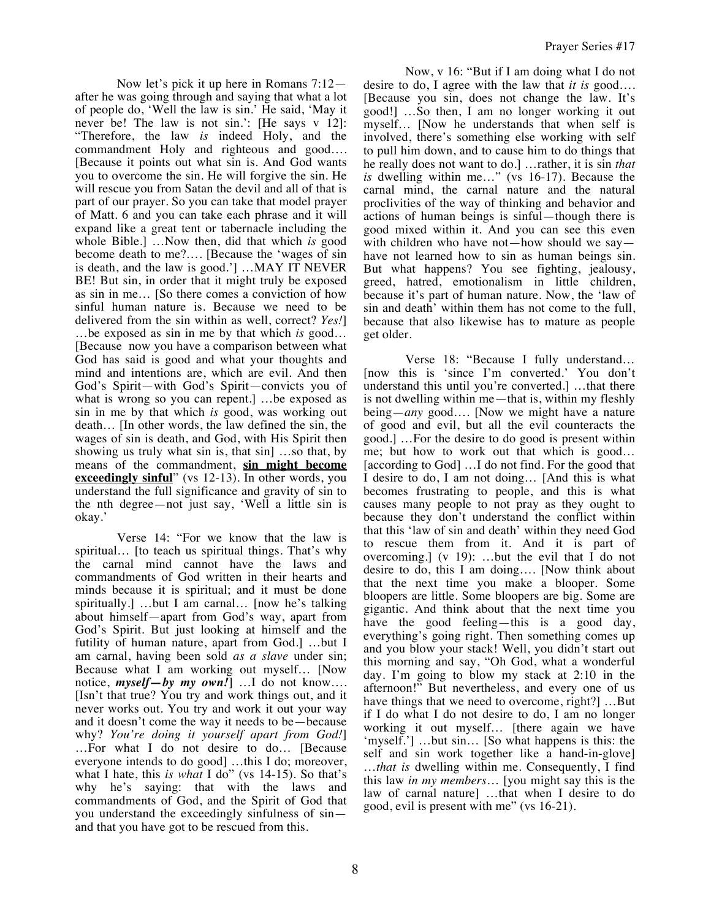Now let's pick it up here in Romans 7:12—after he was going through and saying that what a lot of people do, 'Well the law is sin.' He said, 'May it never be! The law is not sin.': [He says v 12]: "Therefore, the law *is* indeed Holy, and the commandment Holy and righteous and good…. [Because it points out what sin is. And God wants you to overcome the sin. He will forgive the sin. He will rescue you from Satan the devil and all of that is part of our prayer. So you can take that model prayer of Matt. 6 and you can take each phrase and it will expand like a great tent or tabernacle including the whole Bible.] …Now then, did that which *is* good become death to me?…. [Because the 'wages of sin is death, and the law is good.'] …MAY IT NEVER BE! But sin, in order that it might truly be exposed as sin in me… [So there comes a conviction of how sinful human nature is. Because we need to be delivered from the sin within as well, correct? *Yes!*] …be exposed as sin in me by that which *is* good… [Because now you have a comparison between what God has said is good and what your thoughts and mind and intentions are, which are evil. And then God's Spirit—with God's Spirit—convicts you of what is wrong so you can repent.] …be exposed as sin in me by that which *is* good, was working out death… [In other words, the law defined the sin, the wages of sin is death, and God, with His Spirit then showing us truly what sin is, that sin] …so that, by means of the commandment, **sin might become exceedingly sinful**" (vs 12-13). In other words, you understand the full significance and gravity of sin to the nth degree—not just say, 'Well a little sin is okay.'

Verse 14: "For we know that the law is spiritual… [to teach us spiritual things. That's why the carnal mind cannot have the laws and commandments of God written in their hearts and minds because it is spiritual; and it must be done spiritually.] …but I am carnal… [now he's talking about himself—apart from God's way, apart from God's Spirit. But just looking at himself and the futility of human nature, apart from God.] …but I am carnal, having been sold *as a slave* under sin; Because what I am working out myself… [Now notice, ***myself—by my own!***] …I do not know…. [Isn't that true? You try and work things out, and it never works out. You try and work it out your way and it doesn't come the way it needs to be—because why? *You're doing it yourself apart from God!*] …For what I do not desire to do… [Because everyone intends to do good] …this I do; moreover, what I hate, this *is what* I do" (vs 14-15). So that's why he's saying: that with the laws and commandments of God, and the Spirit of God that you understand the exceedingly sinfulness of sin—and that you have got to be rescued from this.

Now, v 16: "But if I am doing what I do not desire to do, I agree with the law that *it is* good…. [Because you sin, does not change the law. It's good!] …So then, I am no longer working it out myself… [Now he understands that when self is involved, there's something else working with self to pull him down, and to cause him to do things that he really does not want to do.] …rather, it is sin *that is* dwelling within me…" (vs 16-17). Because the carnal mind, the carnal nature and the natural proclivities of the way of thinking and behavior and actions of human beings is sinful—though there is good mixed within it. And you can see this even with children who have not—how should we say—have not learned how to sin as human beings sin. But what happens? You see fighting, jealousy, greed, hatred, emotionalism in little children, because it's part of human nature. Now, the 'law of sin and death' within them has not come to the full, because that also likewise has to mature as people get older.

Verse 18: "Because I fully understand… [now this is 'since I'm converted.' You don't understand this until you're converted.] …that there is not dwelling within me—that is, within my fleshly being—*any* good…. [Now we might have a nature of good and evil, but all the evil counteracts the good.] …For the desire to do good is present within me; but how to work out that which is good… [according to God] …I do not find. For the good that I desire to do, I am not doing… [And this is what becomes frustrating to people, and this is what causes many people to not pray as they ought to because they don't understand the conflict within that this 'law of sin and death' within they need God to rescue them from it. And it is part of overcoming.] (v 19): …but the evil that I do not desire to do, this I am doing…. [Now think about that the next time you make a blooper. Some bloopers are little. Some bloopers are big. Some are gigantic. And think about that the next time you have the good feeling—this is a good day, everything's going right. Then something comes up and you blow your stack! Well, you didn't start out this morning and say, "Oh God, what a wonderful day. I'm going to blow my stack at 2:10 in the afternoon!" But nevertheless, and every one of us have things that we need to overcome, right?] …But if I do what I do not desire to do, I am no longer working it out myself… [there again we have 'myself.'] …but sin… [So what happens is this: the self and sin work together like a hand-in-glove] …*that is* dwelling within me. Consequently, I find this law *in my members*… [you might say this is the law of carnal nature] …that when I desire to do good, evil is present with me" (vs 16-21).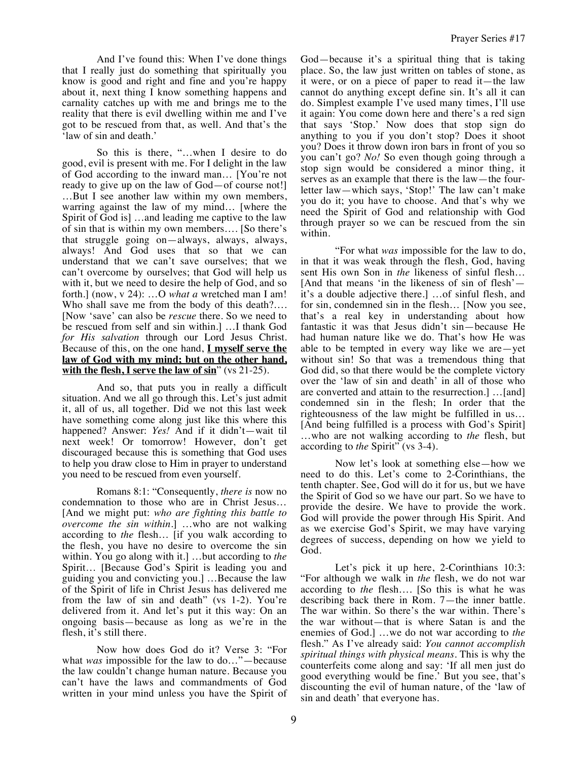And I've found this: When I've done things that I really just do something that spiritually you know is good and right and fine and you're happy about it, next thing I know something happens and carnality catches up with me and brings me to the reality that there is evil dwelling within me and I've got to be rescued from that, as well. And that's the 'law of sin and death.'

So this is there, "…when I desire to do good, evil is present with me. For I delight in the law of God according to the inward man… [You're not ready to give up on the law of God—of course not!] …But I see another law within my own members, warring against the law of my mind… [where the Spirit of God is] …and leading me captive to the law of sin that is within my own members…. [So there's that struggle going on—always, always, always, always! And God uses that so that we can understand that we can't save ourselves; that we can't overcome by ourselves; that God will help us with it, but we need to desire the help of God, and so forth.] (now, v 24): …O *what a* wretched man I am! Who shall save me from the body of this death?…. [Now 'save' can also be *rescue* there. So we need to be rescued from self and sin within.] …I thank God *for His salvation* through our Lord Jesus Christ. Because of this, on the one hand, **<u>I myself serve the law of God with my mind; but on the other hand, with the flesh, I serve the law of sin</u>**" (vs 21-25).

And so, that puts you in really a difficult situation. And we all go through this. Let's just admit it, all of us, all together. Did we not this last week have something come along just like this where this happened? Answer: *Yes!* And if it didn't—wait til next week! Or tomorrow! However, don't get discouraged because this is something that God uses to help you draw close to Him in prayer to understand you need to be rescued from even yourself.

Romans 8:1: "Consequently, *there is* now no condemnation to those who are in Christ Jesus… [And we might put: *who are fighting this battle to overcome the sin within.*] …who are not walking according to *the* flesh… [if you walk according to the flesh, you have no desire to overcome the sin within. You go along with it.] …but according to *the* Spirit… [Because God's Spirit is leading you and guiding you and convicting you.] …Because the law of the Spirit of life in Christ Jesus has delivered me from the law of sin and death" (vs 1-2). You're delivered from it. And let's put it this way: On an ongoing basis—because as long as we're in the flesh, it's still there.

Now how does God do it? Verse 3: "For what *was* impossible for the law to do…"—because the law couldn't change human nature. Because you can't have the laws and commandments of God written in your mind unless you have the Spirit of God—because it's a spiritual thing that is taking place. So, the law just written on tables of stone, as it were, or on a piece of paper to read it—the law cannot do anything except define sin. It's all it can do. Simplest example I've used many times, I'll use it again: You come down here and there's a red sign that says 'Stop.' Now does that stop sign do anything to you if you don't stop? Does it shoot you? Does it throw down iron bars in front of you so you can't go? *No!* So even though going through a stop sign would be considered a minor thing, it serves as an example that there is the law—the four-letter law—which says, 'Stop!' The law can't make you do it; you have to choose. And that's why we need the Spirit of God and relationship with God through prayer so we can be rescued from the sin within.

"For what *was* impossible for the law to do, in that it was weak through the flesh, God, having sent His own Son in *the* likeness of sinful flesh… [And that means 'in the likeness of sin of flesh'—it's a double adjective there.] …of sinful flesh, and for sin, condemned sin in the flesh… [Now you see, that's a real key in understanding about how fantastic it was that Jesus didn't sin—because He had human nature like we do. That's how He was able to be tempted in every way like we are—yet without sin! So that was a tremendous thing that God did, so that there would be the complete victory over the 'law of sin and death' in all of those who are converted and attain to the resurrection.] …[and] condemned sin in the flesh; In order that the righteousness of the law might be fulfilled in us… [And being fulfilled is a process with God's Spirit] …who are not walking according to *the* flesh, but according to *the* Spirit" (vs 3-4).

Now let's look at something else—how we need to do this. Let's come to 2-Corinthians, the tenth chapter. See, God will do it for us, but we have the Spirit of God so we have our part. So we have to provide the desire. We have to provide the work. God will provide the power through His Spirit. And as we exercise God's Spirit, we may have varying degrees of success, depending on how we yield to God.

Let's pick it up here, 2-Corinthians 10:3: "For although we walk in *the* flesh, we do not war according to *the* flesh…. [So this is what he was describing back there in Rom. 7—the inner battle. The war within. So there's the war within. There's the war without—that is where Satan is and the enemies of God.] …we do not war according to *the* flesh." As I've already said: *You cannot accomplish spiritual things with physical means.* This is why the counterfeits come along and say: 'If all men just do good everything would be fine.' But you see, that's discounting the evil of human nature, of the 'law of sin and death' that everyone has.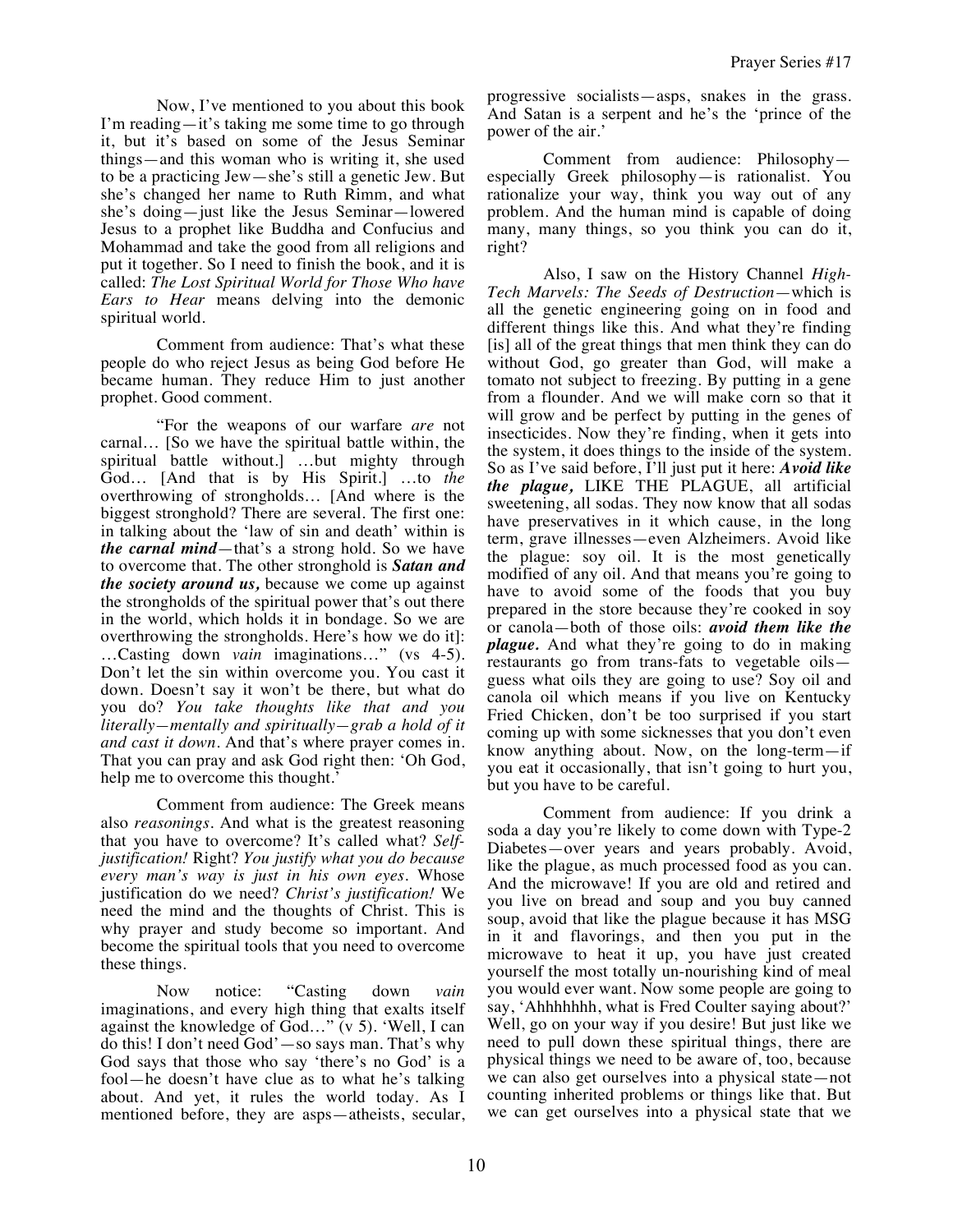Now, I've mentioned to you about this book I'm reading—it's taking me some time to go through it, but it's based on some of the Jesus Seminar things—and this woman who is writing it, she used to be a practicing Jew—she's still a genetic Jew. But she's changed her name to Ruth Rimm, and what she's doing—just like the Jesus Seminar—lowered Jesus to a prophet like Buddha and Confucius and Mohammad and take the good from all religions and put it together. So I need to finish the book, and it is called: *The Lost Spiritual World for Those Who have Ears to Hear* means delving into the demonic spiritual world.

Comment from audience: That's what these people do who reject Jesus as being God before He became human. They reduce Him to just another prophet. Good comment.

"For the weapons of our warfare *are* not carnal… [So we have the spiritual battle within, the spiritual battle without.] …but mighty through God… [And that is by His Spirit.] …to *the* overthrowing of strongholds… [And where is the biggest stronghold? There are several. The first one: in talking about the 'law of sin and death' within is ***the carnal mind***—that's a strong hold. So we have to overcome that. The other stronghold is ***Satan and the society around us,*** because we come up against the strongholds of the spiritual power that's out there in the world, which holds it in bondage. So we are overthrowing the strongholds. Here's how we do it]: …Casting down *vain* imaginations…" (vs 4-5). Don't let the sin within overcome you. You cast it down. Doesn't say it won't be there, but what do you do? *You take thoughts like that and you literally—mentally and spiritually—grab a hold of it and cast it down.* And that's where prayer comes in. That you can pray and ask God right then: 'Oh God, help me to overcome this thought.'

Comment from audience: The Greek means also *reasonings*. And what is the greatest reasoning that you have to overcome? It's called what? *Self-justification!* Right? *You justify what you do because every man's way is just in his own eyes.* Whose justification do we need? *Christ's justification!* We need the mind and the thoughts of Christ. This is why prayer and study become so important. And become the spiritual tools that you need to overcome these things.

Now notice: "Casting down *vain* imaginations, and every high thing that exalts itself against the knowledge of God…" (v 5). 'Well, I can do this! I don't need God'—so says man. That's why God says that those who say 'there's no God' is a fool—he doesn't have clue as to what he's talking about. And yet, it rules the world today. As I mentioned before, they are asps—atheists, secular, progressive socialists—asps, snakes in the grass. And Satan is a serpent and he's the 'prince of the power of the air.'

Comment from audience: Philosophy—especially Greek philosophy—is rationalist. You rationalize your way, think you way out of any problem. And the human mind is capable of doing many, many things, so you think you can do it, right?

Also, I saw on the History Channel *High-Tech Marvels: The Seeds of Destruction*—which is all the genetic engineering going on in food and different things like this. And what they're finding [is] all of the great things that men think they can do without God, go greater than God, will make a tomato not subject to freezing. By putting in a gene from a flounder. And we will make corn so that it will grow and be perfect by putting in the genes of insecticides. Now they're finding, when it gets into the system, it does things to the inside of the system. So as I've said before, I'll just put it here: ***Avoid like the plague,*** LIKE THE PLAGUE, all artificial sweetening, all sodas. They now know that all sodas have preservatives in it which cause, in the long term, grave illnesses—even Alzheimers. Avoid like the plague: soy oil. It is the most genetically modified of any oil. And that means you're going to have to avoid some of the foods that you buy prepared in the store because they're cooked in soy or canola—both of those oils: ***avoid them like the plague.*** And what they're going to do in making restaurants go from trans-fats to vegetable oils—guess what oils they are going to use? Soy oil and canola oil which means if you live on Kentucky Fried Chicken, don't be too surprised if you start coming up with some sicknesses that you don't even know anything about. Now, on the long-term—if you eat it occasionally, that isn't going to hurt you, but you have to be careful.

Comment from audience: If you drink a soda a day you're likely to come down with Type-2 Diabetes—over years and years probably. Avoid, like the plague, as much processed food as you can. And the microwave! If you are old and retired and you live on bread and soup and you buy canned soup, avoid that like the plague because it has MSG in it and flavorings, and then you put in the microwave to heat it up, you have just created yourself the most totally un-nourishing kind of meal you would ever want. Now some people are going to say, 'Ahhhhhhh, what is Fred Coulter saying about?' Well, go on your way if you desire! But just like we need to pull down these spiritual things, there are physical things we need to be aware of, too, because we can also get ourselves into a physical state—not counting inherited problems or things like that. But we can get ourselves into a physical state that we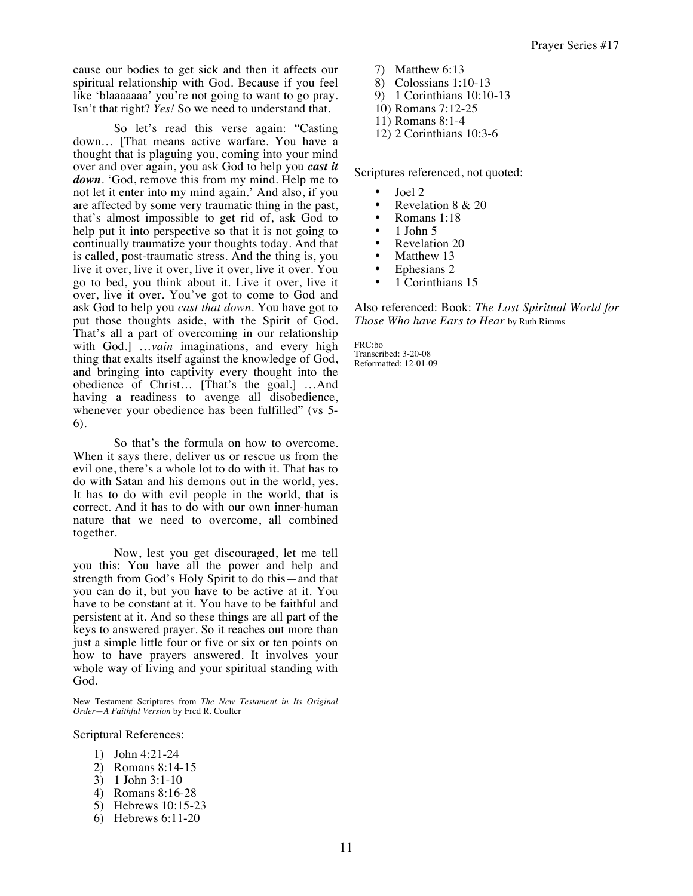cause our bodies to get sick and then it affects our spiritual relationship with God. Because if you feel like 'blaaaaaaa' you're not going to want to go pray. Isn't that right? *Yes!* So we need to understand that.

So let's read this verse again: "Casting down… [That means active warfare. You have a thought that is plaguing you, coming into your mind over and over again, you ask God to help you ***cast it down***. 'God, remove this from my mind. Help me to not let it enter into my mind again.' And also, if you are affected by some very traumatic thing in the past, that's almost impossible to get rid of, ask God to help put it into perspective so that it is not going to continually traumatize your thoughts today. And that is called, post-traumatic stress. And the thing is, you live it over, live it over, live it over, live it over. You go to bed, you think about it. Live it over, live it over, live it over. You've got to come to God and ask God to help you *cast that down*. You have got to put those thoughts aside, with the Spirit of God. That's all a part of overcoming in our relationship with God.] …*vain* imaginations, and every high thing that exalts itself against the knowledge of God, and bringing into captivity every thought into the obedience of Christ… [That's the goal.] …And having a readiness to avenge all disobedience, whenever your obedience has been fulfilled" (vs 5-6).

So that's the formula on how to overcome. When it says there, deliver us or rescue us from the evil one, there's a whole lot to do with it. That has to do with Satan and his demons out in the world, yes. It has to do with evil people in the world, that is correct. And it has to do with our own inner-human nature that we need to overcome, all combined together.

Now, lest you get discouraged, let me tell you this: You have all the power and help and strength from God's Holy Spirit to do this—and that you can do it, but you have to be active at it. You have to be constant at it. You have to be faithful and persistent at it. And so these things are all part of the keys to answered prayer. So it reaches out more than just a simple little four or five or six or ten points on how to have prayers answered. It involves your whole way of living and your spiritual standing with God.

New Testament Scriptures from *The New Testament in Its Original Order—A Faithful Version* by Fred R. Coulter

Scriptural References:

1) John 4:21-24
2) Romans 8:14-15
3) 1 John 3:1-10
4) Romans 8:16-28
5) Hebrews 10:15-23
6) Hebrews 6:11-20
7) Matthew 6:13
8) Colossians 1:10-13
9) 1 Corinthians 10:10-13
10) Romans 7:12-25
11) Romans 8:1-4
12) 2 Corinthians 10:3-6

Scriptures referenced, not quoted:

- Joel 2
- Revelation 8 & 20
- Romans 1:18
- 1 John 5
- Revelation 20
- Matthew 13
- Ephesians 2
- 1 Corinthians 15

Also referenced: Book: *The Lost Spiritual World for Those Who have Ears to Hear* by Ruth Rimms

FRC:bo
Transcribed: 3-20-08
Reformatted: 12-01-09